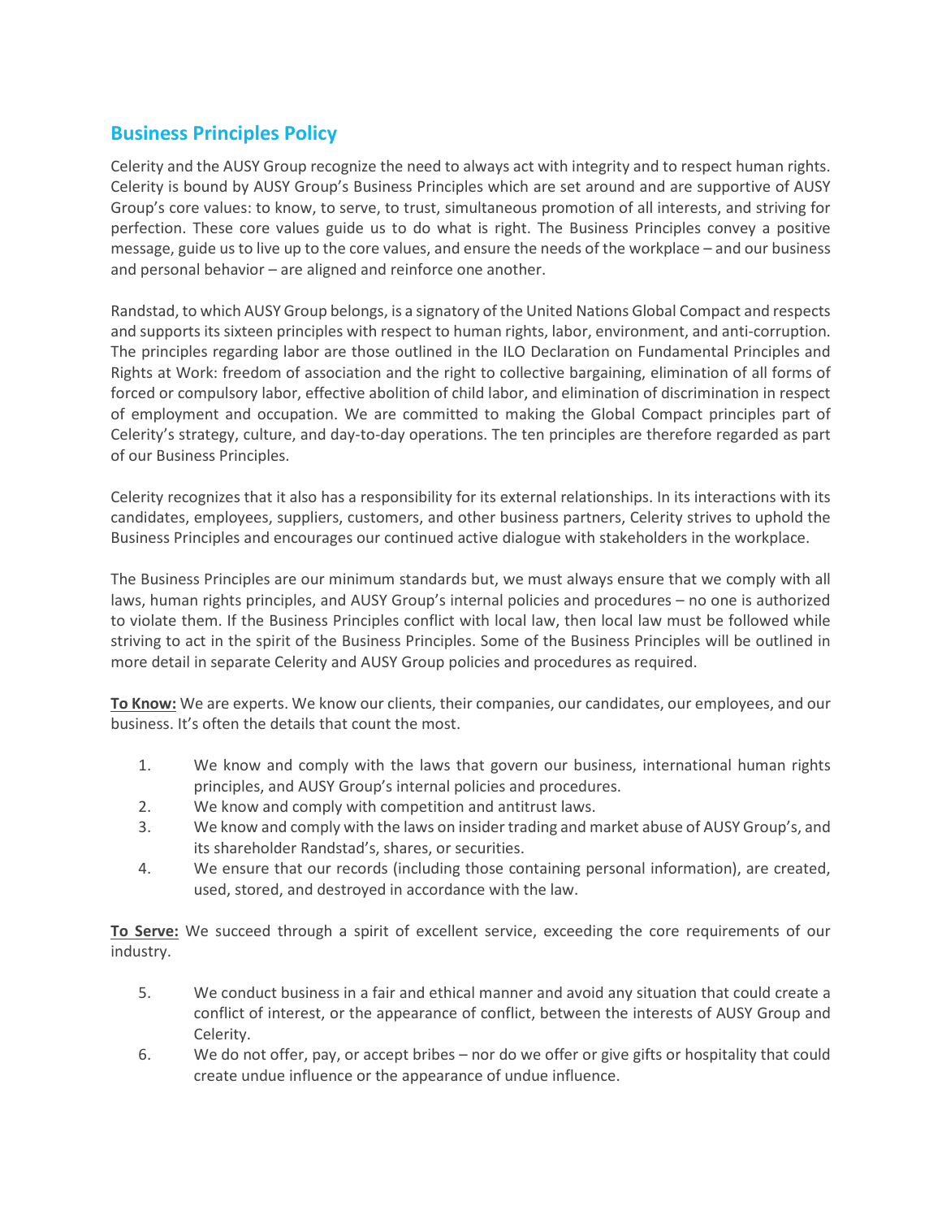## Business Principles Policy

Celerity and the AUSY Group recognize the need to always act with integrity and to respect human rights. Celerity is bound by AUSY Group's Business Principles which are set around and are supportive of AUSY Group's core values: to know, to serve, to trust, simultaneous promotion of all interests, and striving for perfection. These core values guide us to do what is right. The Business Principles convey a positive message, guide us to live up to the core values, and ensure the needs of the workplace – and our business and personal behavior – are aligned and reinforce one another.

Randstad, to which AUSY Group belongs, is a signatory of the United Nations Global Compact and respects and supports its sixteen principles with respect to human rights, labor, environment, and anti-corruption. The principles regarding labor are those outlined in the ILO Declaration on Fundamental Principles and Rights at Work: freedom of association and the right to collective bargaining, elimination of all forms of forced or compulsory labor, effective abolition of child labor, and elimination of discrimination in respect of employment and occupation. We are committed to making the Global Compact principles part of Celerity's strategy, culture, and day-to-day operations. The ten principles are therefore regarded as part of our Business Principles.

Celerity recognizes that it also has a responsibility for its external relationships. In its interactions with its candidates, employees, suppliers, customers, and other business partners, Celerity strives to uphold the Business Principles and encourages our continued active dialogue with stakeholders in the workplace.

The Business Principles are our minimum standards but, we must always ensure that we comply with all laws, human rights principles, and AUSY Group's internal policies and procedures – no one is authorized to violate them. If the Business Principles conflict with local law, then local law must be followed while striving to act in the spirit of the Business Principles. Some of the Business Principles will be outlined in more detail in separate Celerity and AUSY Group policies and procedures as required.

**To Know:** We are experts. We know our clients, their companies, our candidates, our employees, and our business. It's often the details that count the most.

1. We know and comply with the laws that govern our business, international human rights principles, and AUSY Group's internal policies and procedures.
2. We know and comply with competition and antitrust laws.
3. We know and comply with the laws on insider trading and market abuse of AUSY Group's, and its shareholder Randstad's, shares, or securities.
4. We ensure that our records (including those containing personal information), are created, used, stored, and destroyed in accordance with the law.

**To Serve:** We succeed through a spirit of excellent service, exceeding the core requirements of our industry.

5. We conduct business in a fair and ethical manner and avoid any situation that could create a conflict of interest, or the appearance of conflict, between the interests of AUSY Group and Celerity.
6. We do not offer, pay, or accept bribes – nor do we offer or give gifts or hospitality that could create undue influence or the appearance of undue influence.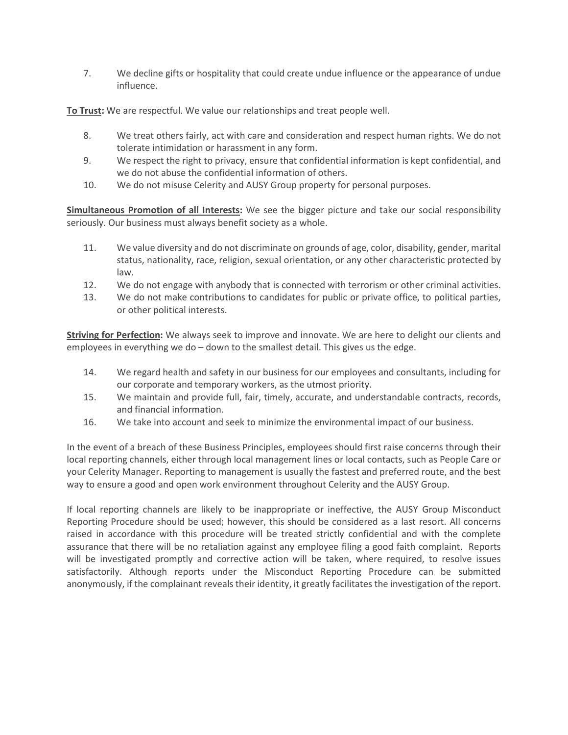7. We decline gifts or hospitality that could create undue influence or the appearance of undue influence.

**To Trust:** We are respectful. We value our relationships and treat people well.

8. We treat others fairly, act with care and consideration and respect human rights. We do not tolerate intimidation or harassment in any form.
9. We respect the right to privacy, ensure that confidential information is kept confidential, and we do not abuse the confidential information of others.
10. We do not misuse Celerity and AUSY Group property for personal purposes.

**Simultaneous Promotion of all Interests:** We see the bigger picture and take our social responsibility seriously. Our business must always benefit society as a whole.

11. We value diversity and do not discriminate on grounds of age, color, disability, gender, marital status, nationality, race, religion, sexual orientation, or any other characteristic protected by law.
12. We do not engage with anybody that is connected with terrorism or other criminal activities.
13. We do not make contributions to candidates for public or private office, to political parties, or other political interests.

**Striving for Perfection:** We always seek to improve and innovate. We are here to delight our clients and employees in everything we do – down to the smallest detail. This gives us the edge.

14. We regard health and safety in our business for our employees and consultants, including for our corporate and temporary workers, as the utmost priority.
15. We maintain and provide full, fair, timely, accurate, and understandable contracts, records, and financial information.
16. We take into account and seek to minimize the environmental impact of our business.

In the event of a breach of these Business Principles, employees should first raise concerns through their local reporting channels, either through local management lines or local contacts, such as People Care or your Celerity Manager. Reporting to management is usually the fastest and preferred route, and the best way to ensure a good and open work environment throughout Celerity and the AUSY Group.

If local reporting channels are likely to be inappropriate or ineffective, the AUSY Group Misconduct Reporting Procedure should be used; however, this should be considered as a last resort. All concerns raised in accordance with this procedure will be treated strictly confidential and with the complete assurance that there will be no retaliation against any employee filing a good faith complaint. Reports will be investigated promptly and corrective action will be taken, where required, to resolve issues satisfactorily. Although reports under the Misconduct Reporting Procedure can be submitted anonymously, if the complainant reveals their identity, it greatly facilitates the investigation of the report.